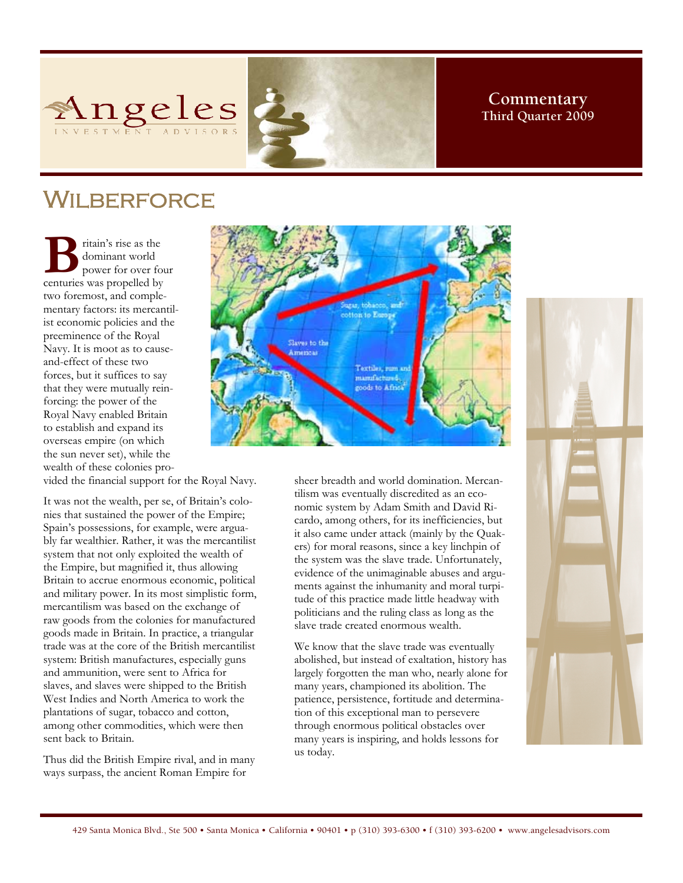Angeles Investment Advisors

**Commentary**
**Third Quarter 2009**

# Wilberforce

Britain's rise as the dominant world power for over four centuries was propelled by two foremost, and complementary factors: its mercantilist economic policies and the preeminence of the Royal Navy. It is moot as to cause-and-effect of these two forces, but it suffices to say that they were mutually reinforcing: the power of the Royal Navy enabled Britain to establish and expand its overseas empire (on which the sun never set), while the wealth of these colonies provided the financial support for the Royal Navy.

It was not the wealth, per se, of Britain's colonies that sustained the power of the Empire; Spain's possessions, for example, were arguably far wealthier. Rather, it was the mercantilist system that not only exploited the wealth of the Empire, but magnified it, thus allowing Britain to accrue enormous economic, political and military power. In its most simplistic form, mercantilism was based on the exchange of raw goods from the colonies for manufactured goods made in Britain. In practice, a triangular trade was at the core of the British mercantilist system: British manufactures, especially guns and ammunition, were sent to Africa for slaves, and slaves were shipped to the British West Indies and North America to work the plantations of sugar, tobacco and cotton, among other commodities, which were then sent back to Britain.

Thus did the British Empire rival, and in many ways surpass, the ancient Roman Empire for sheer breadth and world domination. Mercantilism was eventually discredited as an economic system by Adam Smith and David Ricardo, among others, for its inefficiencies, but it also came under attack (mainly by the Quakers) for moral reasons, since a key linchpin of the system was the slave trade. Unfortunately, evidence of the unimaginable abuses and arguments against the inhumanity and moral turpitude of this practice made little headway with politicians and the ruling class as long as the slave trade created enormous wealth.

We know that the slave trade was eventually abolished, but instead of exaltation, history has largely forgotten the man who, nearly alone for many years, championed its abolition. The patience, persistence, fortitude and determination of this exceptional man to persevere through enormous political obstacles over many years is inspiring, and holds lessons for us today.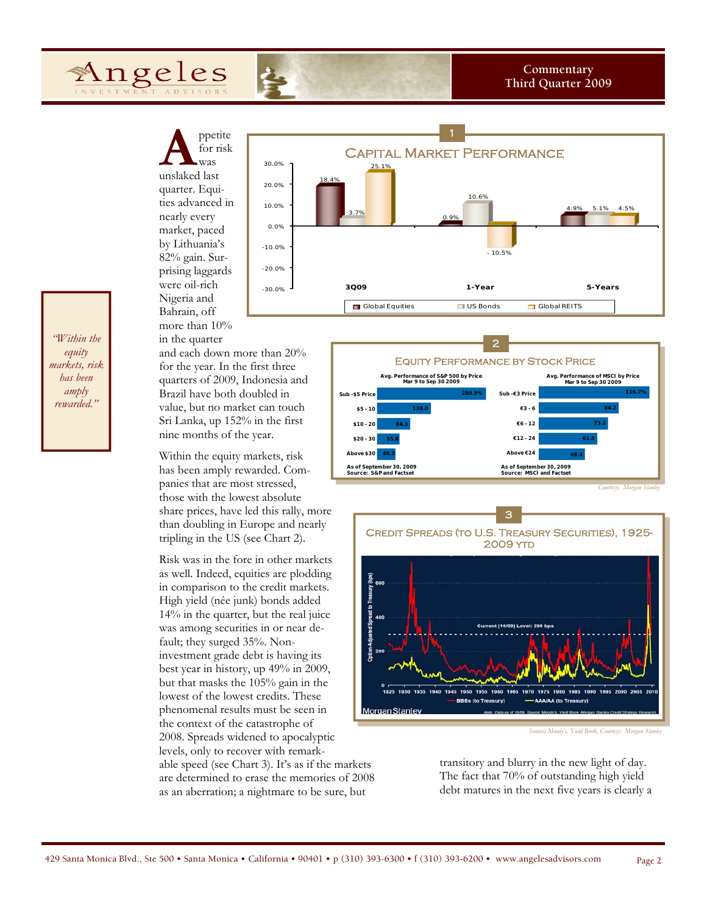Appetite for risk was unslaked last quarter. Equities advanced in nearly every market, paced by Lithuania's 82% gain. Surprising laggards were oil-rich Nigeria and Bahrain, off more than 10% in the quarter and each down more than 20% for the year. In the first three quarters of 2009, Indonesia and Brazil have both doubled in value, but no market can touch Sri Lanka, up 152% in the first nine months of the year.

> *"Within the equity markets, risk has been amply rewarded."*

**1 — Capital Market Performance**

| | Global Equities | US Bonds | Global REITS |
|---|---|---|---|
| 3Q09 | 18.4% | 3.7% | 25.1% |
| 1-Year | 0.9% | 10.6% | -10.5% |
| 5-Years | 4.9% | 5.1% | 4.5% |

Within the equity markets, risk has been amply rewarded. Companies that are most stressed, those with the lowest absolute share prices, have led this rally, more than doubling in Europe and nearly tripling in the US (see Chart 2).

**2 — Equity Performance by Stock Price**

Avg. Performance of S&P 500 by Price, Mar 9 to Sep 30 2009

| Price | Performance |
|---|---|
| Sub -$5 Price | 280.9% |
| $5 - 10 | 138.0 |
| $10 - 20 | 84.3 |
| $20 - 30 | 55.8 |
| Above $30 | 46.3 |

As of September 30, 2009
Source: S&P and Factset

Avg. Performance of MSCI by Price, Mar 9 to Sep 30 2009

| Price | Performance |
|---|---|
| Sub -€3 Price | 116.7% |
| €3 - 6 | 84.2 |
| €6 - 12 | 73.2 |
| €12 - 24 | 61.8 |
| Above €24 | 48.4 |

As of September 30, 2009
Source: MSCI and Factset

*Courtesy: Morgan Stanley*

Risk was in the fore in other markets as well. Indeed, equities are plodding in comparison to the credit markets. High yield (née junk) bonds added 14% in the quarter, but the real juice was among securities in or near default; they surged 35%. Non-investment grade debt is having its best year in history, up 49% in 2009, but that masks the 105% gain in the lowest of the lowest credits. These phenomenal results must be seen in the context of the catastrophe of 2008. Spreads widened to apocalyptic levels, only to recover with remarkable speed (see Chart 3). It's as if the markets are determined to erase the memories of 2008 as an aberration; a nightmare to be sure, but transitory and blurry in the new light of day. The fact that 70% of outstanding high yield debt matures in the next five years is clearly a

**3 — Credit Spreads (to U.S. Treasury Securities), 1925-2009 YTD**

Current (10/09) Level: 299 bps

BBBs (to Treasury) — AAA/AA (to Treasury)

Note: Data as of 10/09. Source: Moody's, Yield Book, Morgan Stanley Credit Strategy Research.

*Sources Moody's, Yield Book, Courtesy: Morgan Stanley*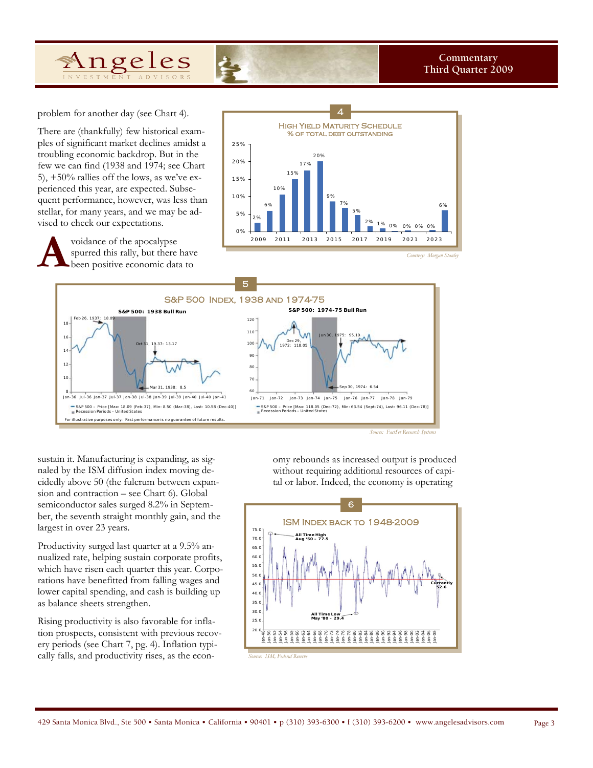problem for another day (see Chart 4).

There are (thankfully) few historical examples of significant market declines amidst a troubling economic backdrop. But in the few we can find (1938 and 1974; see Chart 5), +50% rallies off the lows, as we've experienced this year, are expected. Subsequent performance, however, was less than stellar, for many years, and we may be advised to check our expectations.

Avoidance of the apocalypse spurred this rally, but there have been positive economic data to sustain it. Manufacturing is expanding, as signaled by the ISM diffusion index moving decidedly above 50 (the fulcrum between expansion and contraction – see Chart 6). Global semiconductor sales surged 8.2% in September, the seventh straight monthly gain, and the largest in over 23 years.

Productivity surged last quarter at a 9.5% annualized rate, helping sustain corporate profits, which have risen each quarter this year. Corporations have benefitted from falling wages and lower capital spending, and cash is building up as balance sheets strengthen.

Rising productivity is also favorable for inflation prospects, consistent with previous recovery periods (see Chart 7, pg. 4). Inflation typically falls, and productivity rises, as the economy rebounds as increased output is produced without requiring additional resources of capital or labor. Indeed, the economy is operating

**4**

**High Yield Maturity Schedule**
**% of Total Debt Outstanding**

| Year | % |
|---|---|
| 2009 | 2% |
| 2010 | 6% |
| 2011 | 10% |
| 2012 | 15% |
| 2013 | 17% |
| 2014 | 20% |
| 2015 | 9% |
| 2016 | 7% |
| 2017 | 5% |
| 2018 | 2% |
| 2019 | 1% |
| 2020 | 0% |
| 2021 | 0% |
| 2022 | 0% |
| 2023 | 0% |
| 2024 | 6% |

*Courtesy: Morgan Stanley*

**5**

**S&P 500 Index, 1938 and 1974-75**

S&P 500: 1938 Bull Run — Feb 26, 1937: 18.09; Oct 31, 19.37: 13.17; Mar 31, 1938: 8.5

S&P 500 – Price [Max: 18.09 (Feb-37), Min: 8.50 (Mar-38), Last: 10.58 (Dec-40)]; Recession Periods – United States

S&P 500: 1974-75 Bull Run — Dec 29, 1972: 118.05; Jun 30, 1975: 95.19; Sep 30, 1974: 6.54

S&P 500 – Price [Max: 118.05 (Dec-72), Min: 63.54 (Sept-74), Last: 96.11 (Dec-78)]; Recession Periods – United States

For illustrative purposes only: Past performance is no guarantee of future results.

*Source: FactSet Research Systems*

**6**

**ISM Index Back to 1948-2009**

All Time High Aug '50 – 77.5; All Time Low May '80 – 29.4; Currently 52.6

*Source: ISM, Federal Reserve*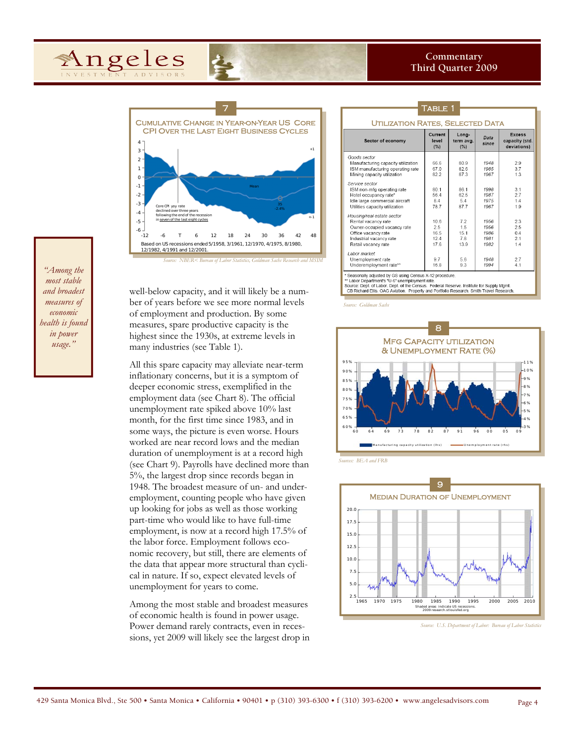### 7
## Cumulative Change in Year-on-Year US Core CPI Over the Last Eight Business Cycles

Core CPI yoy rate declined over three years following the end of the recession in seven of the last eight cycles

Based on US recessions ended 5/1958, 3/1961, 12/1970, 4/1975, 8/1980, 12/1982, 4/1991 and 12/2001.

*Source: NBER< Bureau of Labor Statistics, Goldman Sachs Research and MSIM*

> *"Among the most stable and broadest measures of economic health is found in power usage."*

well-below capacity, and it will likely be a number of years before we see more normal levels of employment and production. By some measures, spare productive capacity is the highest since the 1930s, at extreme levels in many industries (see Table 1).

All this spare capacity may alleviate near-term inflationary concerns, but it is a symptom of deeper economic stress, exemplified in the employment data (see Chart 8). The official unemployment rate spiked above 10% last month, for the first time since 1983, and in some ways, the picture is even worse. Hours worked are near record lows and the median duration of unemployment is at a record high (see Chart 9). Payrolls have declined more than 5%, the largest drop since records began in 1948. The broadest measure of un- and underemployment, counting people who have given up looking for jobs as well as those working part-time who would like to have full-time employment, is now at a record high 17.5% of the labor force. Employment follows economic recovery, but still, there are elements of the data that appear more structural than cyclical in nature. If so, expect elevated levels of unemployment for years to come.

Among the most stable and broadest measures of economic health is found in power usage. Power demand rarely contracts, even in recessions, yet 2009 will likely see the largest drop in

### Table 1
## Utilization Rates, Selected Data

| Sector of economy | Current level (%) | Long-term avg. (%) | Data since | Excess capacity (std. deviations) |
|---|---|---|---|---|
| *Goods sector* | | | | |
| Manufacturing capacity utilization | 66.6 | 80.9 | 1948 | 2.9 |
| ISM manufacturing operating rate | 67.0 | 82.6 | 1985 | 3.7 |
| Mining capacity utilization | 82.2 | 87.3 | 1967 | 1.3 |
| *Service sector* | | | | |
| ISM non-mfg operating rate | 80.1 | 86.1 | 1998 | 3.1 |
| Hotel occupancy rate* | 56.4 | 62.5 | 1987 | 2.7 |
| Idle large commercial aircraft | 8.4 | 5.4 | 1975 | 1.4 |
| Utilities capacity utilization | 78.7 | 87.7 | 1967 | 1.9 |
| *Housing/real estate sector* | | | | |
| Rental vacancy rate | 10.6 | 7.2 | 1956 | 2.3 |
| Owner-occupied vacancy rate | 2.5 | 1.5 | 1956 | 2.5 |
| Office vacancy rate | 16.5 | 15.1 | 1986 | 0.4 |
| Industrial vacancy rate | 12.4 | 7.8 | 1981 | 2.1 |
| Retail vacancy rate | 17.6 | 13.9 | 1982 | 1.4 |
| *Labor market* | | | | |
| Unemployment rate | 9.7 | 5.6 | 1948 | 2.7 |
| Underemployment rate** | 16.8 | 9.3 | 1994 | 4.1 |

\* Seasonally adjusted by GS using Census X-12 procedure.
\*\* Labor Department's "U-6" unemployment rate.
Source: Dept. of Labor, Dept. of the Census, Federal Reserve, Institute for Supply Mgmt, CB Richard Ellis, OAG Aviation, Property and Portfolio Research, Smith Travel Research.

*Source: Goldman Sachs*

### 8
## Mfg Capacity Utilization & Unemployment Rate (%)

Manufacturing capacity utilization (lhs) — Unemployment rate (rhs)

*Sources: BEA and FRB*

### 9
## Median Duration of Unemployment

Shaded areas indicate US recessions. 2009 research.stlouisfed.org

*Source: U.S. Department of Labor: Bureau of Labor Statistics*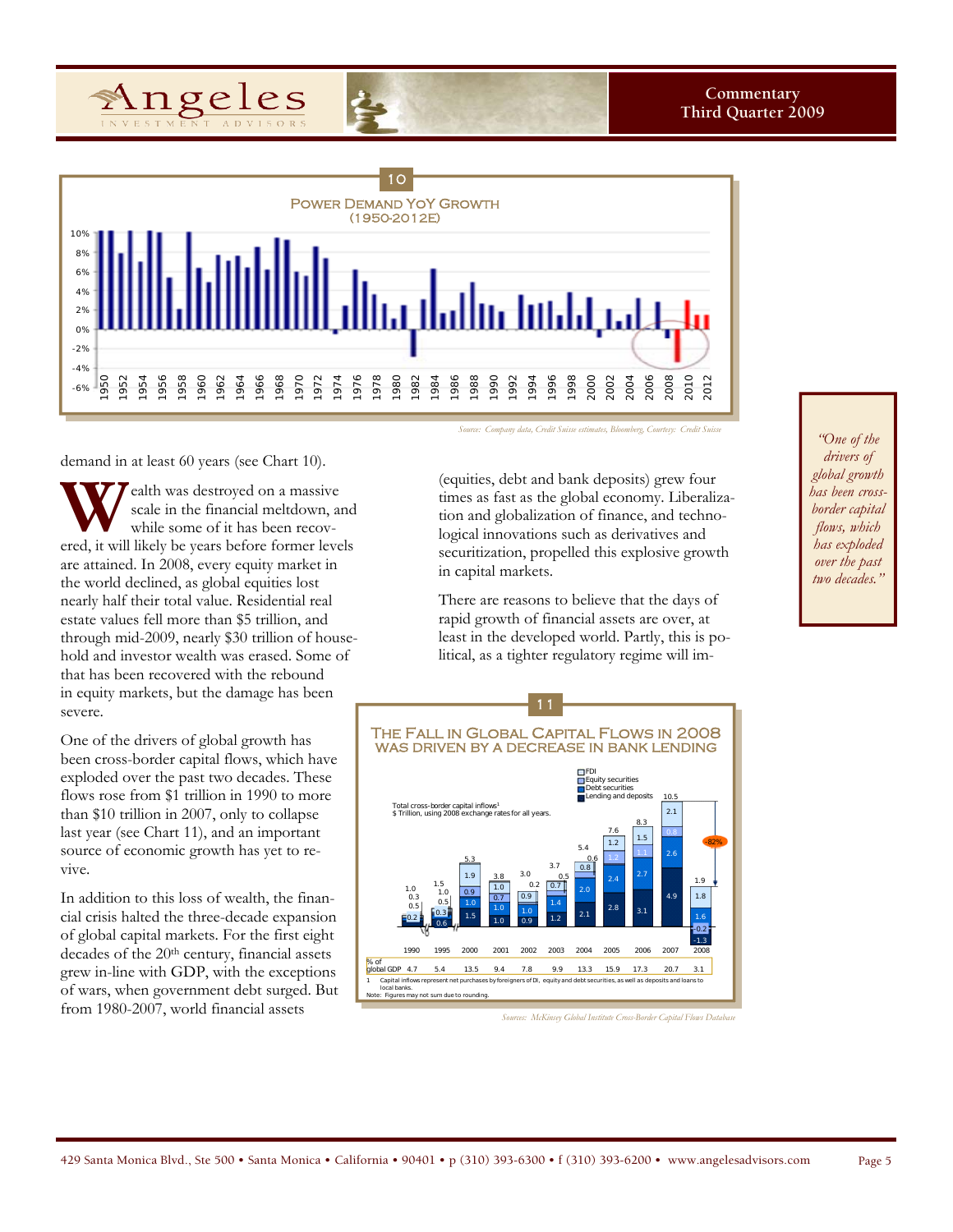**10**

**Power Demand YoY Growth (1950-2012E)**

*Source: Company data, Credit Suisse estimates, Bloomberg, Courtesy: Credit Suisse*

demand in at least 60 years (see Chart 10).

Wealth was destroyed on a massive scale in the financial meltdown, and while some of it has been recovered, it will likely be years before former levels are attained. In 2008, every equity market in the world declined, as global equities lost nearly half their total value. Residential real estate values fell more than $5 trillion, and through mid-2009, nearly $30 trillion of household and investor wealth was erased. Some of that has been recovered with the rebound in equity markets, but the damage has been severe.

One of the drivers of global growth has been cross-border capital flows, which have exploded over the past two decades. These flows rose from $1 trillion in 1990 to more than $10 trillion in 2007, only to collapse last year (see Chart 11), and an important source of economic growth has yet to revive.

In addition to this loss of wealth, the financial crisis halted the three-decade expansion of global capital markets. For the first eight decades of the 20th century, financial assets grew in-line with GDP, with the exceptions of wars, when government debt surged. But from 1980-2007, world financial assets (equities, debt and bank deposits) grew four times as fast as the global economy. Liberalization and globalization of finance, and technological innovations such as derivatives and securitization, propelled this explosive growth in capital markets.

There are reasons to believe that the days of rapid growth of financial assets are over, at least in the developed world. Partly, this is political, as a tighter regulatory regime will im-

> *"One of the drivers of global growth has been cross-border capital flows, which has exploded over the past two decades."*

**11**

**The Fall in Global Capital Flows in 2008 Was Driven by a Decrease in Bank Lending**

Total cross-border capital inflows[1]
$ Trillion, using 2008 exchange rates for all years.

| | 1990 | 1995 | 2000 | 2001 | 2002 | 2003 | 2004 | 2005 | 2006 | 2007 | 2008 |
|---|---|---|---|---|---|---|---|---|---|---|---|
| Total | 1.0 | 1.5 | 5.3 | 3.8 | 3.0 | 3.7 | 5.4 | 7.6 | 8.3 | 10.5 | 1.9 |
| FDI | 0.2 | 0.3 | 1.9 | 1.0 | 0.9 | 0.7 | 0.8 | 1.2 | 1.5 | 2.1 | 1.8 |
| Equity securities | 0.3 | 0.5 | 0.9 | 0.7 | 0.2 | 0.5 | 0.6 | 1.2 | 1.1 | 0.8 | 1.6 |
| Debt securities | 0.5 | 1.0 | 1.0 | 1.0 | 1.0 | 1.4 | 2.0 | 2.4 | 2.7 | 2.6 | -0.2 |
| Lending and deposits | 0.2 | 0.6 | 1.5 | 1.0 | 0.9 | 1.2 | 2.1 | 2.8 | 3.1 | 4.9 | -1.3 |
| % of global GDP | 4.7 | 5.4 | 13.5 | 9.4 | 7.8 | 9.9 | 13.3 | 15.9 | 17.3 | 20.7 | 3.1 |

-82% (2007 to 2008)

1 Capital inflows represent net purchases by foreigners of DI, equity and debt securities, as well as deposits and loans to local banks.
Note: Figures may not sum due to rounding.

*Sources: McKinsey Global Institute Cross-Border Capital Flows Database*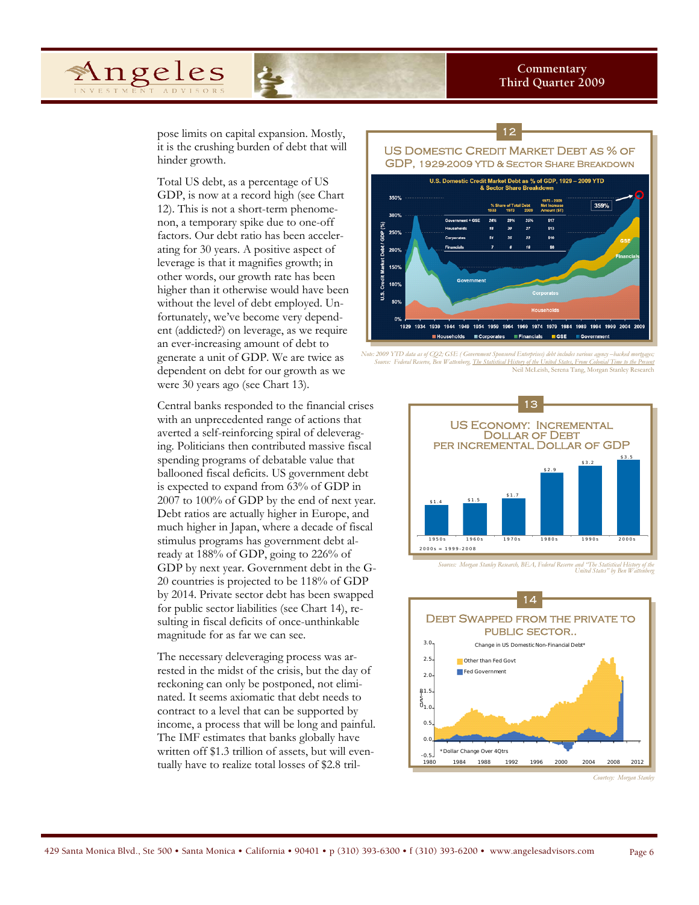pose limits on capital expansion. Mostly, it is the crushing burden of debt that will hinder growth.

Total US debt, as a percentage of US GDP, is now at a record high (see Chart 12). This is not a short-term phenomenon, a temporary spike due to one-off factors. Our debt ratio has been accelerating for 30 years. A positive aspect of leverage is that it magnifies growth; in other words, our growth rate has been higher than it otherwise would have been without the level of debt employed. Unfortunately, we've become very dependent (addicted?) on leverage, as we require an ever-increasing amount of debt to generate a unit of GDP. We are twice as dependent on debt for our growth as we were 30 years ago (see Chart 13).

Central banks responded to the financial crises with an unprecedented range of actions that averted a self-reinforcing spiral of deleveraging. Politicians then contributed massive fiscal spending programs of debatable value that ballooned fiscal deficits. US government debt is expected to expand from 63% of GDP in 2007 to 100% of GDP by the end of next year. Debt ratios are actually higher in Europe, and much higher in Japan, where a decade of fiscal stimulus programs has government debt already at 188% of GDP, going to 226% of GDP by next year. Government debt in the G-20 countries is projected to be 118% of GDP by 2014. Private sector debt has been swapped for public sector liabilities (see Chart 14), resulting in fiscal deficits of once-unthinkable magnitude for as far we can see.

The necessary deleveraging process was arrested in the midst of the crisis, but the day of reckoning can only be postponed, not eliminated. It seems axiomatic that debt needs to contract to a level that can be supported by income, a process that will be long and painful. The IMF estimates that banks globally have written off $1.3 trillion of assets, but will eventually have to realize total losses of $2.8 tril-

**12**

**US Domestic Credit Market Debt as % of GDP, 1929-2009 YTD & Sector Share Breakdown**

U.S. Domestic Credit Market Debt as % of GDP, 1929 – 2009 YTD & Sector Share Breakdown

| | % Share of Total Debt 1933 | 1973 | 2009 | 1973 - 2009 Net Increase Amount ($T) |
|---|---|---|---|---|
| Government + GSE | 24% | 29% | 35% | $17 |
| Households | 18 | 30 | 27 | $13 |
| Corporates | 51 | 35 | 22 | $10 |
| Financials | 7 | 6 | 16 | $8 |

359%

Note: 2009 YTD data as of CQ2; GSE (Government Sponsored Enterprises) debt includes various agency –backed mortgages; Source: Federal Reserve, Ben Wattenberg, The Statistical History of the United States, From Colonial Time to the Present
Neil McLeish, Serena Tang, Morgan Stanley Research

**13**

**US Economy: Incremental Dollar of Debt per Incremental Dollar of GDP**

| 1950s | 1960s | 1970s | 1980s | 1990s | 2000s |
|---|---|---|---|---|---|
| $1.4 | $1.5 | $1.7 | $2.9 | $3.2 | $3.5 |

2000s = 1999-2008

Sources: Morgan Stanley Research, BEA, Federal Reserve and "The Statistical History of the United States" by Ben Wattenberg

**14**

**Debt Swapped from the Private to Public Sector..**

Change in US Domestic Non-Financial Debt*

Other than Fed Govt
Fed Government

*Dollar Change Over 4Qtrs

Courtesy: Morgan Stanley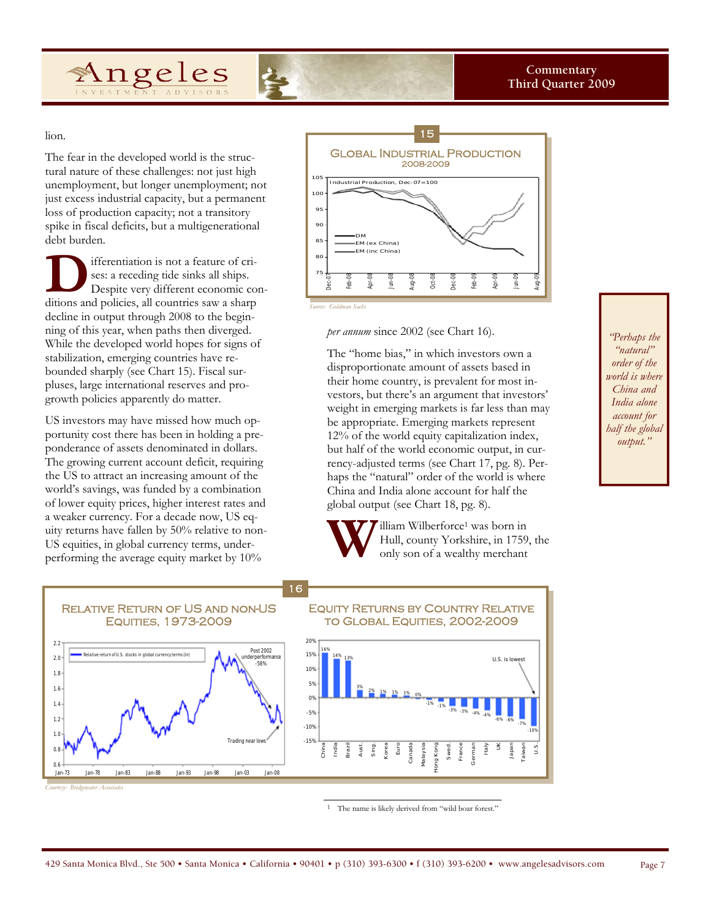lion.

The fear in the developed world is the structural nature of these challenges: not just high unemployment, but longer unemployment; not just excess industrial capacity, but a permanent loss of production capacity; not a transitory spike in fiscal deficits, but a multigenerational debt burden.

Differentiation is not a feature of crises: a receding tide sinks all ships. Despite very different economic conditions and policies, all countries saw a sharp decline in output through 2008 to the beginning of this year, when paths then diverged. While the developed world hopes for signs of stabilization, emerging countries have rebounded sharply (see Chart 15). Fiscal surpluses, large international reserves and pro-growth policies apparently do matter.

US investors may have missed how much opportunity cost there has been in holding a preponderance of assets denominated in dollars. The growing current account deficit, requiring the US to attract an increasing amount of the world's savings, was funded by a combination of lower equity prices, higher interest rates and a weaker currency. For a decade now, US equity returns have fallen by 50% relative to non-US equities, in global currency terms, underperforming the average equity market by 10% *per annum* since 2002 (see Chart 16).

**15**

**Global Industrial Production 2008-2009**

Industrial Production, Dec-07=100

DM, EM (ex China), EM (inc China)

*Source: Goldman Sachs*

The "home bias," in which investors own a disproportionate amount of assets based in their home country, is prevalent for most investors, but there's an argument that investors' weight in emerging markets is far less than may be appropriate. Emerging markets represent 12% of the world equity capitalization index, but half of the world economic output, in currency-adjusted terms (see Chart 17, pg. 8). Perhaps the "natural" order of the world is where China and India alone account for half the global output (see Chart 18, pg. 8).

> *"Perhaps the "natural" order of the world is where China and India alone account for half the global output."*

William Wilberforce[1] was born in Hull, county Yorkshire, in 1759, the only son of a wealthy merchant

**16**

**Relative Return of US and Non-US Equities, 1973-2009**

Relative return of U.S. stocks in global currency terms (ln)

Post 2002 underperformance -58%

Trading near lows

*Courtesy: Bridgewater Associates*

**Equity Returns by Country Relative to Global Equities, 2002-2009**

| Country | Return |
|---|---|
| China | 16% |
| India | 14% |
| Brazil | 13% |
| Aust. | 3% |
| Sing. | 2% |
| Korea | 1% |
| Euro | 1% |
| Canada | 1% |
| Malaysia | 0% |
| Hong Kong | -1% |
| Swed. | -1% |
| France | -3% |
| German | -3% |
| Italy | -4% |
| UK | -4% |
| Japan | -6% |
| Taiwan | -6% |
| U.S. | -7% |
| | -10% |

U.S. is lowest

[1] The name is likely derived from "wild boar forest."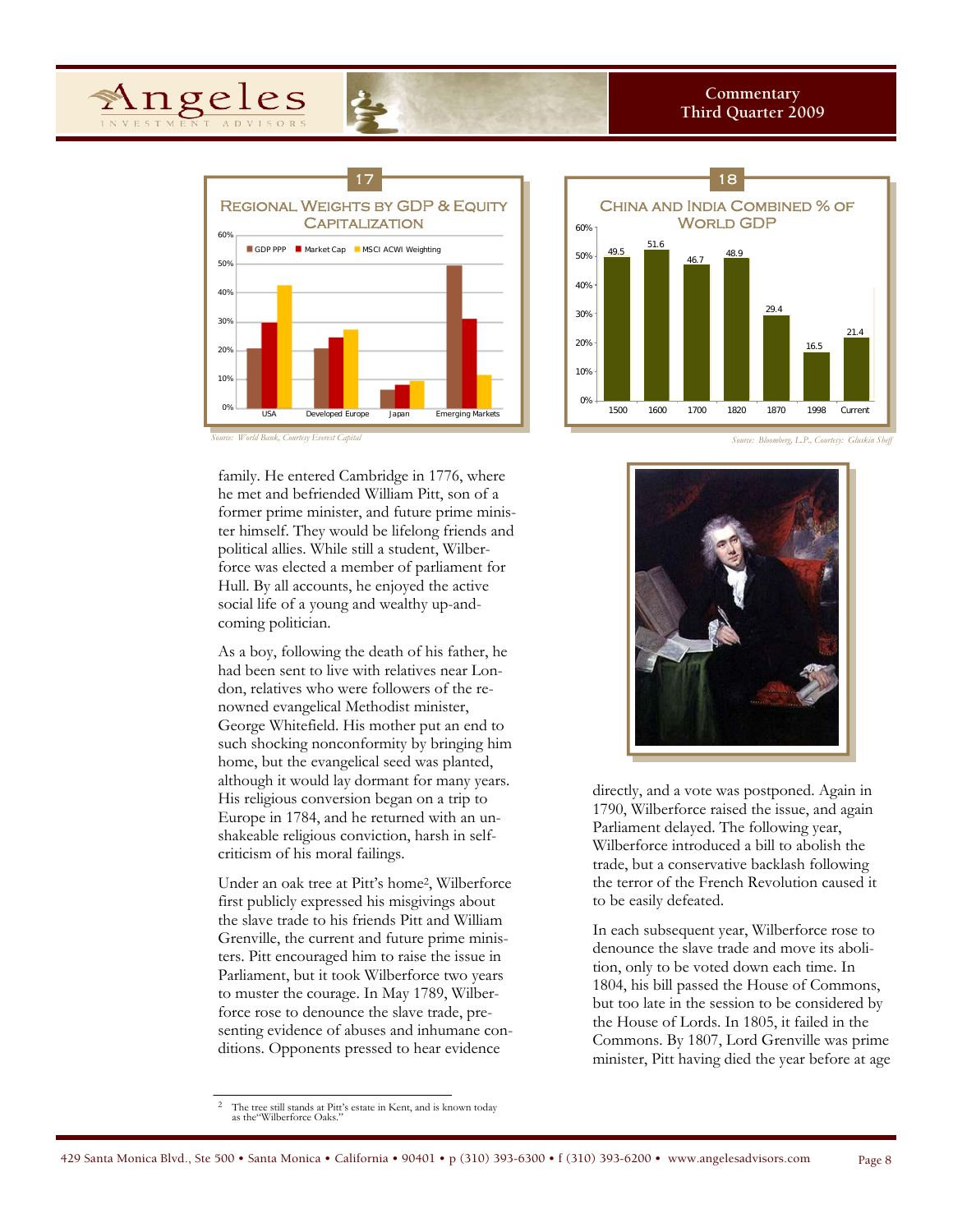**17**

**Regional Weights by GDP & Equity Capitalization**

| Region | GDP PPP | Market Cap | MSCI ACWI Weighting |
|---|---|---|---|
| USA | ~21% | ~30% | ~43% |
| Developed Europe | ~21% | ~25% | ~27% |
| Japan | ~6% | ~8% | ~9% |
| Emerging Markets | ~49% | ~31% | ~11% |

*Source: World Bank, Courtesy Everest Capital*

**18**

**China and India Combined % of World GDP**

| 1500 | 1600 | 1700 | 1820 | 1870 | 1998 | Current |
|---|---|---|---|---|---|---|
| 49.5 | 51.6 | 46.7 | 48.9 | 29.4 | 16.5 | 21.4 |

*Source: Bloomberg, L.P., Courtesy: Gluskin Sheff*

family. He entered Cambridge in 1776, where he met and befriended William Pitt, son of a former prime minister, and future prime minister himself. They would be lifelong friends and political allies. While still a student, Wilberforce was elected a member of parliament for Hull. By all accounts, he enjoyed the active social life of a young and wealthy up-and-coming politician.

As a boy, following the death of his father, he had been sent to live with relatives near London, relatives who were followers of the renowned evangelical Methodist minister, George Whitefield. His mother put an end to such shocking nonconformity by bringing him home, but the evangelical seed was planted, although it would lay dormant for many years. His religious conversion began on a trip to Europe in 1784, and he returned with an unshakeable religious conviction, harsh in self-criticism of his moral failings.

Under an oak tree at Pitt's home[2], Wilberforce first publicly expressed his misgivings about the slave trade to his friends Pitt and William Grenville, the current and future prime ministers. Pitt encouraged him to raise the issue in Parliament, but it took Wilberforce two years to muster the courage. In May 1789, Wilberforce rose to denounce the slave trade, presenting evidence of abuses and inhumane conditions. Opponents pressed to hear evidence directly, and a vote was postponed. Again in 1790, Wilberforce raised the issue, and again Parliament delayed. The following year, Wilberforce introduced a bill to abolish the trade, but a conservative backlash following the terror of the French Revolution caused it to be easily defeated.

In each subsequent year, Wilberforce rose to denounce the slave trade and move its abolition, only to be voted down each time. In 1804, his bill passed the House of Commons, but too late in the session to be considered by the House of Lords. In 1805, it failed in the Commons. By 1807, Lord Grenville was prime minister, Pitt having died the year before at age

[2] The tree still stands at Pitt's estate in Kent, and is known today as the "Wilberforce Oaks."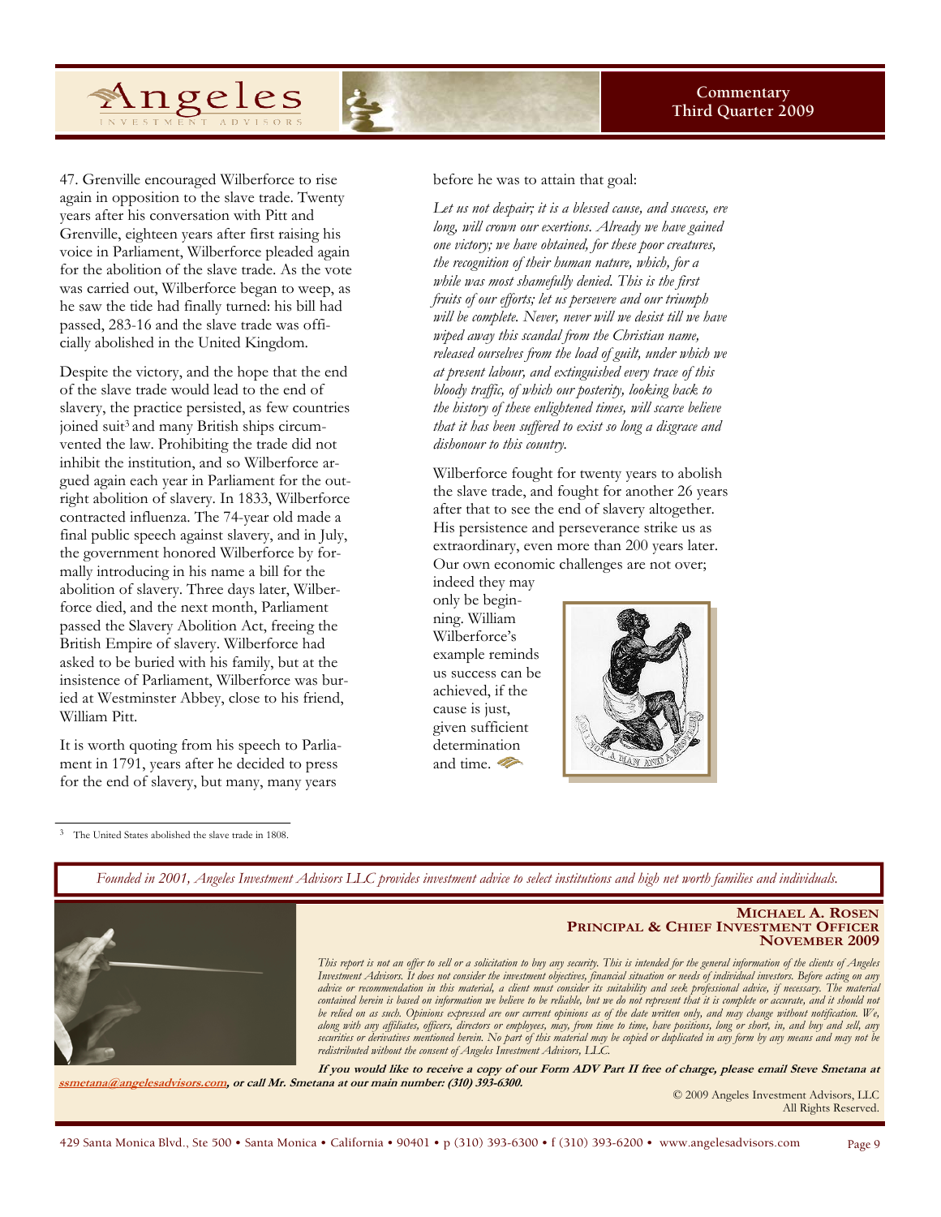47. Grenville encouraged Wilberforce to rise again in opposition to the slave trade. Twenty years after his conversation with Pitt and Grenville, eighteen years after first raising his voice in Parliament, Wilberforce pleaded again for the abolition of the slave trade. As the vote was carried out, Wilberforce began to weep, as he saw the tide had finally turned: his bill had passed, 283-16 and the slave trade was officially abolished in the United Kingdom.

Despite the victory, and the hope that the end of the slave trade would lead to the end of slavery, the practice persisted, as few countries joined suit[3] and many British ships circumvented the law. Prohibiting the trade did not inhibit the institution, and so Wilberforce argued again each year in Parliament for the outright abolition of slavery. In 1833, Wilberforce contracted influenza. The 74-year old made a final public speech against slavery, and in July, the government honored Wilberforce by formally introducing in his name a bill for the abolition of slavery. Three days later, Wilberforce died, and the next month, Parliament passed the Slavery Abolition Act, freeing the British Empire of slavery. Wilberforce had asked to be buried with his family, but at the insistence of Parliament, Wilberforce was buried at Westminster Abbey, close to his friend, William Pitt.

It is worth quoting from his speech to Parliament in 1791, years after he decided to press for the end of slavery, but many, many years before he was to attain that goal:

*Let us not despair; it is a blessed cause, and success, ere long, will crown our exertions. Already we have gained one victory; we have obtained, for these poor creatures, the recognition of their human nature, which, for a while was most shamefully denied. This is the first fruits of our efforts; let us persevere and our triumph will be complete. Never, never will we desist till we have wiped away this scandal from the Christian name, released ourselves from the load of guilt, under which we at present labour, and extinguished every trace of this bloody traffic, of which our posterity, looking back to the history of these enlightened times, will scarce believe that it has been suffered to exist so long a disgrace and dishonour to this country.*

Wilberforce fought for twenty years to abolish the slave trade, and fought for another 26 years after that to see the end of slavery altogether. His persistence and perseverance strike us as extraordinary, even more than 200 years later. Our own economic challenges are not over; indeed they may only be beginning. William Wilberforce's example reminds us success can be achieved, if the cause is just, given sufficient determination and time.

[3] The United States abolished the slave trade in 1808.

*Founded in 2001, Angeles Investment Advisors LLC provides investment advice to select institutions and high net worth families and individuals.*

**MICHAEL A. ROSEN**
**PRINCIPAL & CHIEF INVESTMENT OFFICER**
**NOVEMBER 2009**

*This report is not an offer to sell or a solicitation to buy any security. This is intended for the general information of the clients of Angeles Investment Advisors. It does not consider the investment objectives, financial situation or needs of individual investors. Before acting on any advice or recommendation in this material, a client must consider its suitability and seek professional advice, if necessary. The material contained herein is based on information we believe to be reliable, but we do not represent that it is complete or accurate, and it should not be relied on as such. Opinions expressed are our current opinions as of the date written only, and may change without notification. We, along with any affiliates, officers, directors or employees, may, from time to time, have positions, long or short, in, and buy and sell, any securities or derivatives mentioned herein. No part of this material may be copied or duplicated in any form by any means and may not be redistributed without the consent of Angeles Investment Advisors, LLC.*

***If you would like to receive a copy of our Form ADV Part II free of charge, please email Steve Smetana at ssmetana@angelesadvisors.com, or call Mr. Smetana at our main number: (310) 393-6300.***

© 2009 Angeles Investment Advisors, LLC
All Rights Reserved.